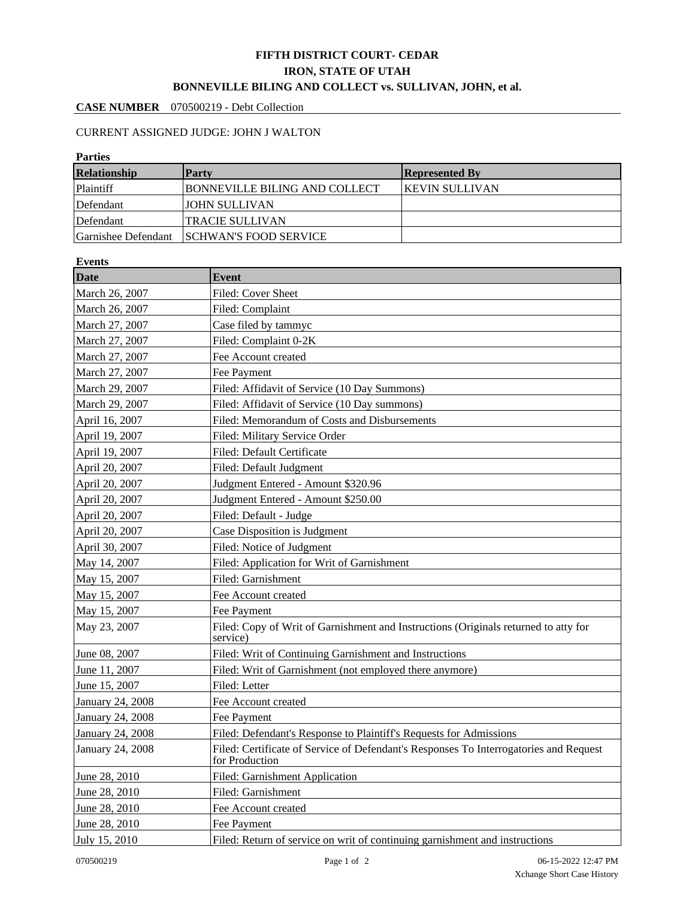# FIFTH DISTRICT COURT- CEDAR
## IRON, STATE OF UTAH
## BONNEVILLE BILING AND COLLECT vs. SULLIVAN, JOHN, et al.

**CASE NUMBER** 070500219 - Debt Collection

CURRENT ASSIGNED JUDGE: JOHN J WALTON

**Parties**

| Relationship | Party | Represented By |
|---|---|---|
| Plaintiff | BONNEVILLE BILING AND COLLECT | KEVIN SULLIVAN |
| Defendant | JOHN SULLIVAN | |
| Defendant | TRACIE SULLIVAN | |
| Garnishee Defendant | SCHWAN'S FOOD SERVICE | |

**Events**

| Date | Event |
|---|---|
| March 26, 2007 | Filed: Cover Sheet |
| March 26, 2007 | Filed: Complaint |
| March 27, 2007 | Case filed by tammyc |
| March 27, 2007 | Filed: Complaint 0-2K |
| March 27, 2007 | Fee Account created |
| March 27, 2007 | Fee Payment |
| March 29, 2007 | Filed: Affidavit of Service (10 Day Summons) |
| March 29, 2007 | Filed: Affidavit of Service (10 Day summons) |
| April 16, 2007 | Filed: Memorandum of Costs and Disbursements |
| April 19, 2007 | Filed: Military Service Order |
| April 19, 2007 | Filed: Default Certificate |
| April 20, 2007 | Filed: Default Judgment |
| April 20, 2007 | Judgment Entered - Amount $320.96 |
| April 20, 2007 | Judgment Entered - Amount $250.00 |
| April 20, 2007 | Filed: Default - Judge |
| April 20, 2007 | Case Disposition is Judgment |
| April 30, 2007 | Filed: Notice of Judgment |
| May 14, 2007 | Filed: Application for Writ of Garnishment |
| May 15, 2007 | Filed: Garnishment |
| May 15, 2007 | Fee Account created |
| May 15, 2007 | Fee Payment |
| May 23, 2007 | Filed: Copy of Writ of Garnishment and Instructions (Originals returned to atty for service) |
| June 08, 2007 | Filed: Writ of Continuing Garnishment and Instructions |
| June 11, 2007 | Filed: Writ of Garnishment (not employed there anymore) |
| June 15, 2007 | Filed: Letter |
| January 24, 2008 | Fee Account created |
| January 24, 2008 | Fee Payment |
| January 24, 2008 | Filed: Defendant's Response to Plaintiff's Requests for Admissions |
| January 24, 2008 | Filed: Certificate of Service of Defendant's Responses To Interrogatories and Request for Production |
| June 28, 2010 | Filed: Garnishment Application |
| June 28, 2010 | Filed: Garnishment |
| June 28, 2010 | Fee Account created |
| June 28, 2010 | Fee Payment |
| July 15, 2010 | Filed: Return of service on writ of continuing garnishment and instructions |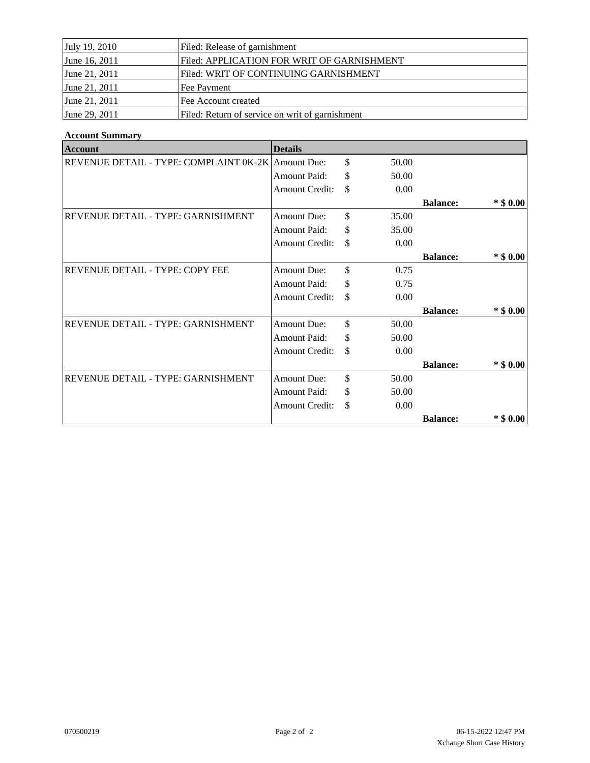| | |
|---|---|
| July 19, 2010 | Filed: Release of garnishment |
| June 16, 2011 | Filed: APPLICATION FOR WRIT OF GARNISHMENT |
| June 21, 2011 | Filed: WRIT OF CONTINUING GARNISHMENT |
| June 21, 2011 | Fee Payment |
| June 21, 2011 | Fee Account created |
| June 29, 2011 | Filed: Return of service on writ of garnishment |

**Account Summary**

| Account | Details | | | | |
|---|---|---|---|---|---|
| REVENUE DETAIL - TYPE: COMPLAINT 0K-2K | Amount Due: | $ | 50.00 | | |
| | Amount Paid: | $ | 50.00 | | |
| | Amount Credit: | $ | 0.00 | | |
| | | | | **Balance:** | **\* $ 0.00** |
| REVENUE DETAIL - TYPE: GARNISHMENT | Amount Due: | $ | 35.00 | | |
| | Amount Paid: | $ | 35.00 | | |
| | Amount Credit: | $ | 0.00 | | |
| | | | | **Balance:** | **\* $ 0.00** |
| REVENUE DETAIL - TYPE: COPY FEE | Amount Due: | $ | 0.75 | | |
| | Amount Paid: | $ | 0.75 | | |
| | Amount Credit: | $ | 0.00 | | |
| | | | | **Balance:** | **\* $ 0.00** |
| REVENUE DETAIL - TYPE: GARNISHMENT | Amount Due: | $ | 50.00 | | |
| | Amount Paid: | $ | 50.00 | | |
| | Amount Credit: | $ | 0.00 | | |
| | | | | **Balance:** | **\* $ 0.00** |
| REVENUE DETAIL - TYPE: GARNISHMENT | Amount Due: | $ | 50.00 | | |
| | Amount Paid: | $ | 50.00 | | |
| | Amount Credit: | $ | 0.00 | | |
| | | | | **Balance:** | **\* $ 0.00** |